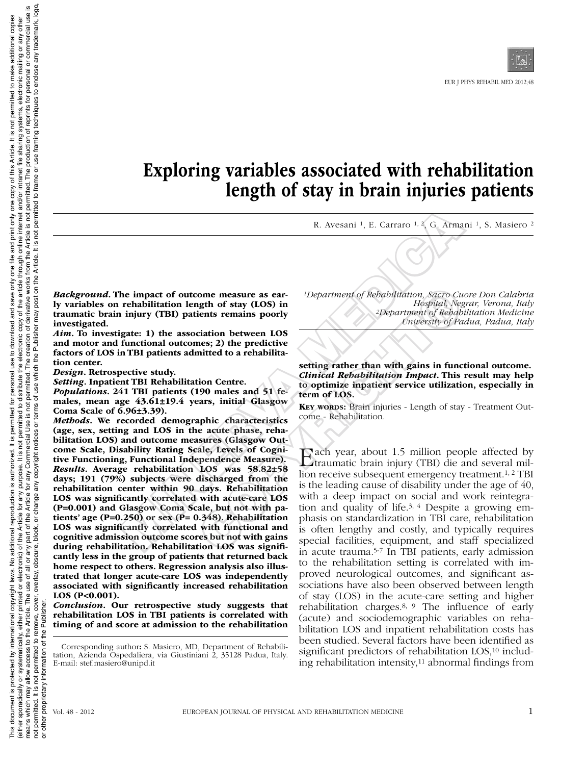# Exploring variables associated with rehabilitation length of stay in brain injuries patients

R. Avesani [1], E. Carraro [1, 2], G. Armani [1], S. Masiero [2]

[1]Department of Rehabilitation, Sacro Cuore Don Calabria Hospital, Negrar, Verona, Italy
[2]Department of Rehabilitation Medicine University of Padua, Padua, Italy

***Background*. The impact of outcome measure as early variables on rehabilitation length of stay (LOS) in traumatic brain injury (TBI) patients remains poorly investigated.**

***Aim*. To investigate: 1) the association between LOS and motor and functional outcomes; 2) the predictive factors of LOS in TBI patients admitted to a rehabilitation center.**

***Design*. Retrospective study.**

***Setting*. Inpatient TBI Rehabilitation Centre.**

***Populations*. 241 TBI patients (190 males and 51 females, mean age 43.61±19.4 years, initial Glasgow Coma Scale of 6.96±3.39).**

***Methods*. We recorded demographic characteristics (age, sex, setting and LOS in the acute phase, rehabilitation LOS) and outcome measures (Glasgow Outcome Scale, Disability Rating Scale, Levels of Cognitive Functioning, Functional Independence Measure).**

***Results*. Average rehabilitation LOS was 58.82±58 days; 191 (79%) subjects were discharged from the rehabilitation center within 90 days. Rehabilitation LOS was significantly correlated with acute-care LOS (P=0.001) and Glasgow Coma Scale, but not with patients' age (P=0.250) or sex (P= 0.348). Rehabilitation LOS was significantly correlated with functional and cognitive admission outcome scores but not with gains during rehabilitation. Rehabilitation LOS was significantly less in the group of patients that returned back home respect to others. Regression analysis also illustrated that longer acute-care LOS was independently associated with significantly increased rehabilitation LOS (P<0.001).**

***Conclusion*. Our retrospective study suggests that rehabilitation LOS in TBI patients is correlated with timing of and score at admission to the rehabilitation setting rather than with gains in functional outcome.**

***Clinical Rehabilitation Impact*. This result may help to optimize inpatient service utilization, especially in term of LOS.**

**Key words:** Brain injuries - Length of stay - Treatment Outcome - Rehabilitation.

Each year, about 1.5 million people affected by traumatic brain injury (TBI) die and several million receive subsequent emergency treatment.[1, 2] TBI is the leading cause of disability under the age of 40, with a deep impact on social and work reintegration and quality of life.[3, 4] Despite a growing emphasis on standardization in TBI care, rehabilitation is often lengthy and costly, and typically requires special facilities, equipment, and staff specialized in acute trauma.[5-7] In TBI patients, early admission to the rehabilitation setting is correlated with improved neurological outcomes, and significant associations have also been observed between length of stay (LOS) in the acute-care setting and higher rehabilitation charges.[8, 9] The influence of early (acute) and sociodemographic variables on rehabilitation LOS and inpatient rehabilitation costs has been studied. Several factors have been identified as significant predictors of rehabilitation LOS,[10] including rehabilitation intensity,[11] abnormal findings from

Corresponding author: S. Masiero, MD, Department of Rehabilitation, Azienda Ospedaliera, via Giustiniani 2, 35128 Padua, Italy. E-mail: stef.masiero@unipd.it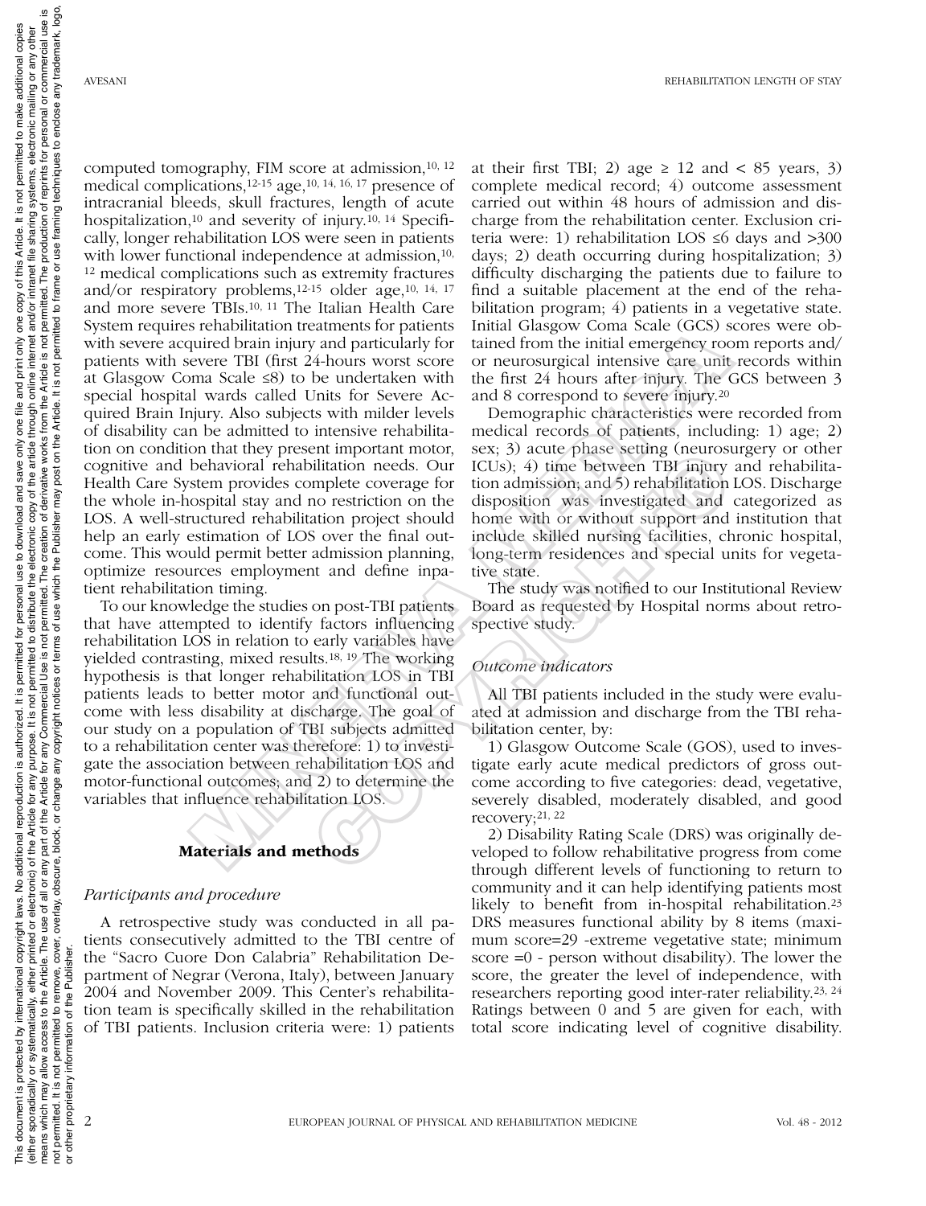computed tomography, FIM score at admission,[10, 12] medical complications,[12-15] age,[10, 14, 16, 17] presence of intracranial bleeds, skull fractures, length of acute hospitalization,[10] and severity of injury.[10, 14] Specifically, longer rehabilitation LOS were seen in patients with lower functional independence at admission,[10, 12] medical complications such as extremity fractures and/or respiratory problems,[12-15] older age,[10, 14, 17] and more severe TBIs.[10, 11] The Italian Health Care System requires rehabilitation treatments for patients with severe acquired brain injury and particularly for patients with severe TBI (first 24-hours worst score at Glasgow Coma Scale ≤8) to be undertaken with special hospital wards called Units for Severe Acquired Brain Injury. Also subjects with milder levels of disability can be admitted to intensive rehabilitation on condition that they present important motor, cognitive and behavioral rehabilitation needs. Our Health Care System provides complete coverage for the whole in-hospital stay and no restriction on the LOS. A well-structured rehabilitation project should help an early estimation of LOS over the final outcome. This would permit better admission planning, optimize resources employment and define inpatient rehabilitation timing.

To our knowledge the studies on post-TBI patients that have attempted to identify factors influencing rehabilitation LOS in relation to early variables have yielded contrasting, mixed results.[18, 19] The working hypothesis is that longer rehabilitation LOS in TBI patients leads to better motor and functional outcome with less disability at discharge. The goal of our study on a population of TBI subjects admitted to a rehabilitation center was therefore: 1) to investigate the association between rehabilitation LOS and motor-functional outcomes; and 2) to determine the variables that influence rehabilitation LOS.

## Materials and methods

### *Participants and procedure*

A retrospective study was conducted in all patients consecutively admitted to the TBI centre of the "Sacro Cuore Don Calabria" Rehabilitation Department of Negrar (Verona, Italy), between January 2004 and November 2009. This Center's rehabilitation team is specifically skilled in the rehabilitation of TBI patients. Inclusion criteria were: 1) patients at their first TBI; 2) age ≥ 12 and < 85 years, 3) complete medical record; 4) outcome assessment carried out within 48 hours of admission and discharge from the rehabilitation center. Exclusion criteria were: 1) rehabilitation LOS ≤6 days and >300 days; 2) death occurring during hospitalization; 3) difficulty discharging the patients due to failure to find a suitable placement at the end of the rehabilitation program; 4) patients in a vegetative state. Initial Glasgow Coma Scale (GCS) scores were obtained from the initial emergency room reports and/or neurosurgical intensive care unit records within the first 24 hours after injury. The GCS between 3 and 8 correspond to severe injury.[20]

Demographic characteristics were recorded from medical records of patients, including: 1) age; 2) sex; 3) acute phase setting (neurosurgery or other ICUs); 4) time between TBI injury and rehabilitation admission; and 5) rehabilitation LOS. Discharge disposition was investigated and categorized as home with or without support and institution that include skilled nursing facilities, chronic hospital, long-term residences and special units for vegetative state.

The study was notified to our Institutional Review Board as requested by Hospital norms about retrospective study.

### *Outcome indicators*

All TBI patients included in the study were evaluated at admission and discharge from the TBI rehabilitation center, by:

1) Glasgow Outcome Scale (GOS), used to investigate early acute medical predictors of gross outcome according to five categories: dead, vegetative, severely disabled, moderately disabled, and good recovery;[21, 22]

2) Disability Rating Scale (DRS) was originally developed to follow rehabilitative progress from come through different levels of functioning to return to community and it can help identifying patients most likely to benefit from in-hospital rehabilitation.[23] DRS measures functional ability by 8 items (maximum score=29 -extreme vegetative state; minimum score =0 - person without disability). The lower the score, the greater the level of independence, with researchers reporting good inter-rater reliability.[23, 24] Ratings between 0 and 5 are given for each, with total score indicating level of cognitive disability.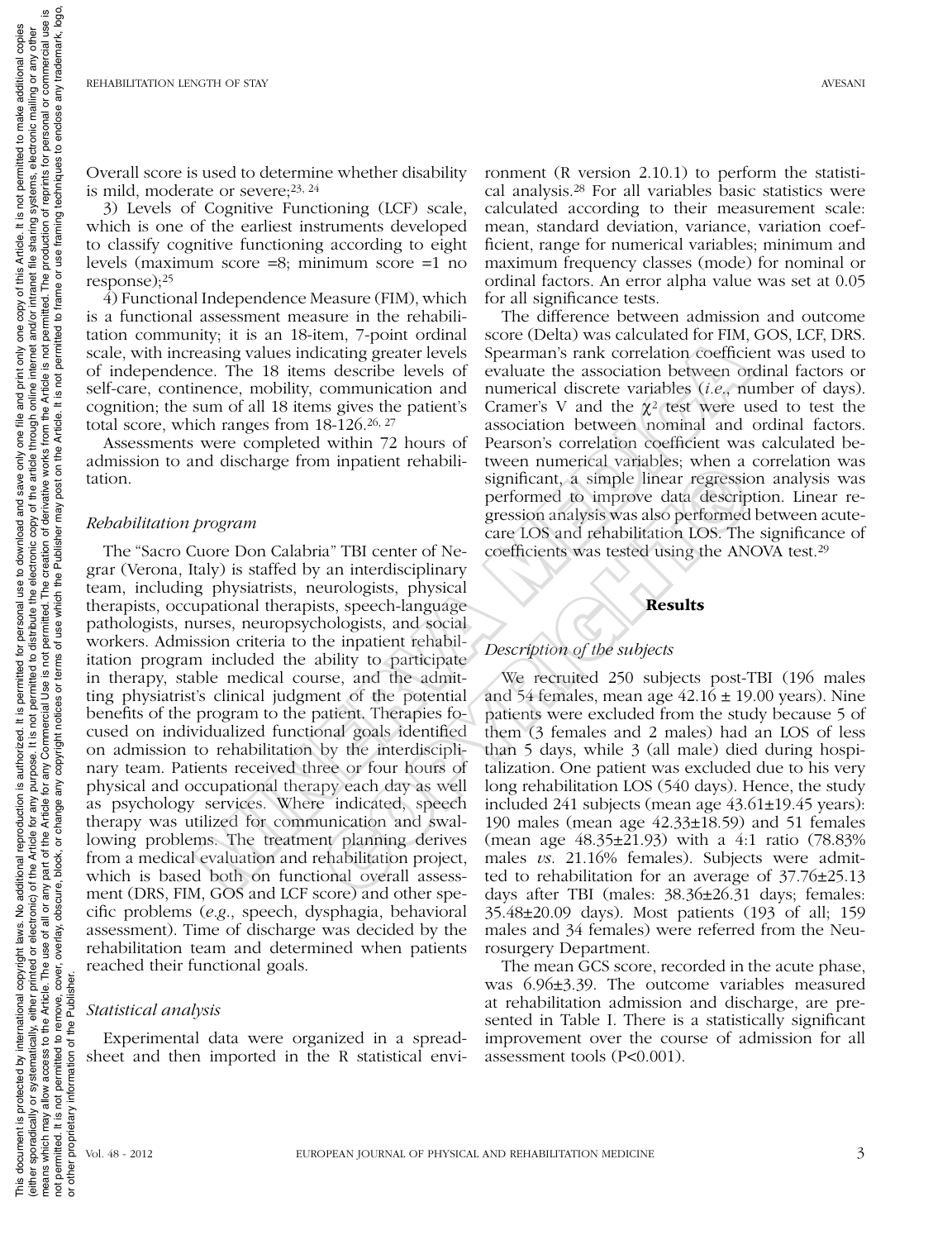Overall score is used to determine whether disability is mild, moderate or severe;[23, 24]

3) Levels of Cognitive Functioning (LCF) scale, which is one of the earliest instruments developed to classify cognitive functioning according to eight levels (maximum score =8; minimum score =1 no response);[25]

4) Functional Independence Measure (FIM), which is a functional assessment measure in the rehabilitation community; it is an 18-item, 7-point ordinal scale, with increasing values indicating greater levels of independence. The 18 items describe levels of self-care, continence, mobility, communication and cognition; the sum of all 18 items gives the patient's total score, which ranges from 18-126.[26, 27]

Assessments were completed within 72 hours of admission to and discharge from inpatient rehabilitation.

### *Rehabilitation program*

The "Sacro Cuore Don Calabria" TBI center of Negrar (Verona, Italy) is staffed by an interdisciplinary team, including physiatrists, neurologists, physical therapists, occupational therapists, speech-language pathologists, nurses, neuropsychologists, and social workers. Admission criteria to the inpatient rehabilitation program included the ability to participate in therapy, stable medical course, and the admitting physiatrist's clinical judgment of the potential benefits of the program to the patient. Therapies focused on individualized functional goals identified on admission to rehabilitation by the interdisciplinary team. Patients received three or four hours of physical and occupational therapy each day as well as psychology services. Where indicated, speech therapy was utilized for communication and swallowing problems. The treatment planning derives from a medical evaluation and rehabilitation project, which is based both on functional overall assessment (DRS, FIM, GOS and LCF score) and other specific problems (*e.g.*, speech, dysphagia, behavioral assessment). Time of discharge was decided by the rehabilitation team and determined when patients reached their functional goals.

### *Statistical analysis*

Experimental data were organized in a spreadsheet and then imported in the R statistical environment (R version 2.10.1) to perform the statistical analysis.[28] For all variables basic statistics were calculated according to their measurement scale: mean, standard deviation, variance, variation coefficient, range for numerical variables; minimum and maximum frequency classes (mode) for nominal or ordinal factors. An error alpha value was set at 0.05 for all significance tests.

The difference between admission and outcome score (Delta) was calculated for FIM, GOS, LCF, DRS. Spearman's rank correlation coefficient was used to evaluate the association between ordinal factors or numerical discrete variables (*i.e.*, number of days). Cramer's V and the $\chi^2$ test were used to test the association between nominal and ordinal factors. Pearson's correlation coefficient was calculated between numerical variables; when a correlation was significant, a simple linear regression analysis was performed to improve data description. Linear regression analysis was also performed between acute-care LOS and rehabilitation LOS. The significance of coefficients was tested using the ANOVA test.[29]

## Results

### *Description of the subjects*

We recruited 250 subjects post-TBI (196 males and 54 females, mean age 42.16 ± 19.00 years). Nine patients were excluded from the study because 5 of them (3 females and 2 males) had an LOS of less than 5 days, while 3 (all male) died during hospitalization. One patient was excluded due to his very long rehabilitation LOS (540 days). Hence, the study included 241 subjects (mean age 43.61±19.45 years): 190 males (mean age 42.33±18.59) and 51 females (mean age 48.35±21.93) with a 4:1 ratio (78.83% males *vs.* 21.16% females). Subjects were admitted to rehabilitation for an average of 37.76±25.13 days after TBI (males: 38.36±26.31 days; females: 35.48±20.09 days). Most patients (193 of all; 159 males and 34 females) were referred from the Neurosurgery Department.

The mean GCS score, recorded in the acute phase, was 6.96±3.39. The outcome variables measured at rehabilitation admission and discharge, are presented in Table I. There is a statistically significant improvement over the course of admission for all assessment tools (P<0.001).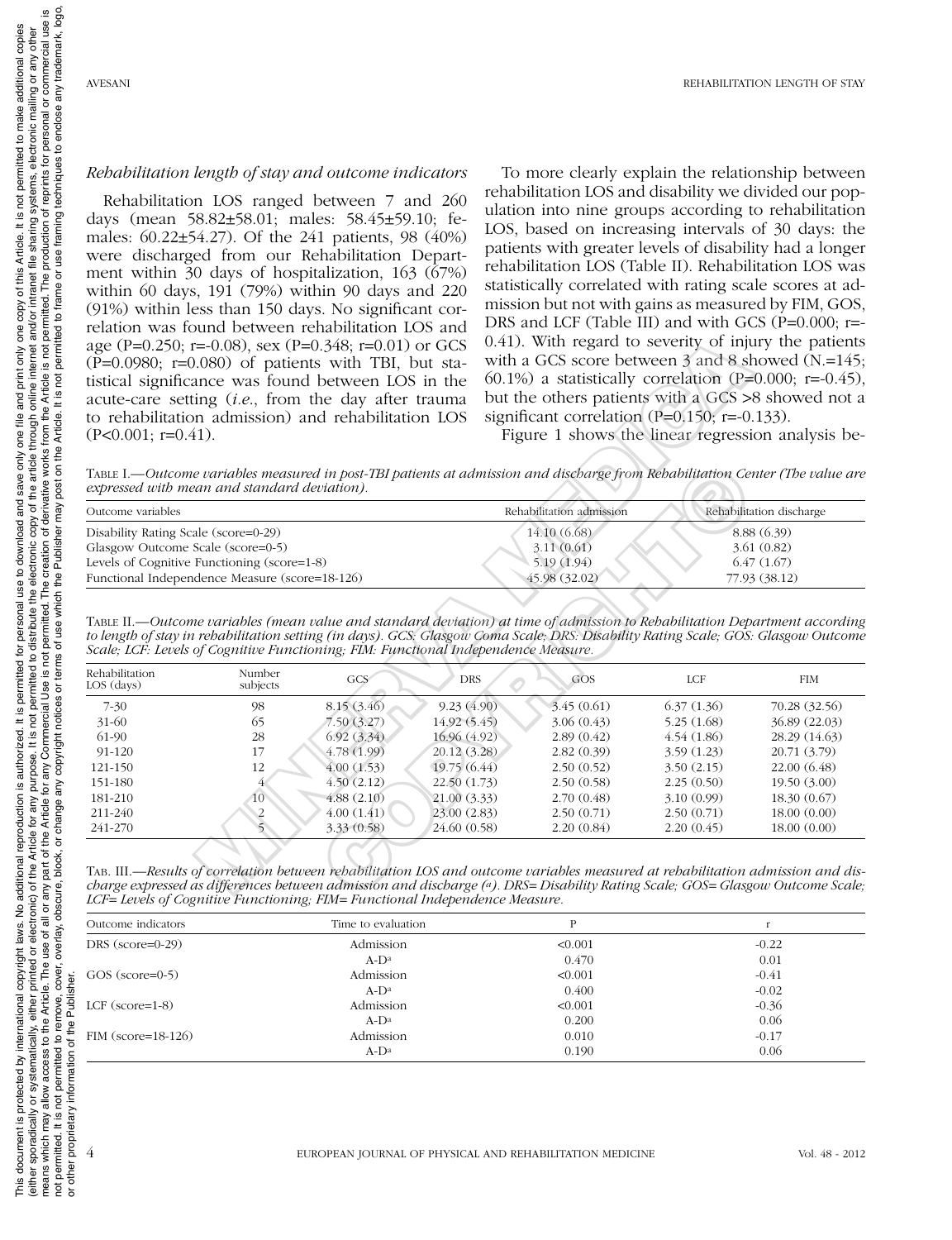### *Rehabilitation length of stay and outcome indicators*

Rehabilitation LOS ranged between 7 and 260 days (mean 58.82±58.01; males: 58.45±59.10; females: 60.22±54.27). Of the 241 patients, 98 (40%) were discharged from our Rehabilitation Department within 30 days of hospitalization, 163 (67%) within 60 days, 191 (79%) within 90 days and 220 (91%) within less than 150 days. No significant correlation was found between rehabilitation LOS and age (P=0.250; r=-0.08), sex (P=0.348; r=0.01) or GCS (P=0.0980; r=0.080) of patients with TBI, but statistical significance was found between LOS in the acute-care setting (*i.e.*, from the day after trauma to rehabilitation admission) and rehabilitation LOS (P<0.001; r=0.41).

To more clearly explain the relationship between rehabilitation LOS and disability we divided our population into nine groups according to rehabilitation LOS, based on increasing intervals of 30 days: the patients with greater levels of disability had a longer rehabilitation LOS (Table II). Rehabilitation LOS was statistically correlated with rating scale scores at admission but not with gains as measured by FIM, GOS, DRS and LCF (Table III) and with GCS (P=0.000; r=-0.41). With regard to severity of injury the patients with a GCS score between 3 and 8 showed (N.=145; 60.1%) a statistically correlation (P=0.000; r=-0.45), but the others patients with a GCS >8 showed not a significant correlation (P=0.150; r=-0.133).

Figure 1 shows the linear regression analysis be-

TABLE I.—*Outcome variables measured in post-TBI patients at admission and discharge from Rehabilitation Center (The value are expressed with mean and standard deviation).*

| Outcome variables | Rehabilitation admission | Rehabilitation discharge |
|---|---|---|
| Disability Rating Scale (score=0-29) | 14.10 (6.68) | 8.88 (6.39) |
| Glasgow Outcome Scale (score=0-5) | 3.11 (0.61) | 3.61 (0.82) |
| Levels of Cognitive Functioning (score=1-8) | 5.19 (1.94) | 6.47 (1.67) |
| Functional Independence Measure (score=18-126) | 45.98 (32.02) | 77.93 (38.12) |

TABLE II.—*Outcome variables (mean value and standard deviation) at time of admission to Rehabilitation Department according to length of stay in rehabilitation setting (in days). GCS: Glasgow Coma Scale; DRS: Disability Rating Scale; GOS: Glasgow Outcome Scale; LCF: Levels of Cognitive Functioning; FIM: Functional Independence Measure.*

| Rehabilitation LOS (days) | Number subjects | GCS | DRS | GOS | LCF | FIM |
|---|---|---|---|---|---|---|
| 7-30 | 98 | 8.15 (3.46) | 9.23 (4.90) | 3.45 (0.61) | 6.37 (1.36) | 70.28 (32.56) |
| 31-60 | 65 | 7.50 (3.27) | 14.92 (5.45) | 3.06 (0.43) | 5.25 (1.68) | 36.89 (22.03) |
| 61-90 | 28 | 6.92 (3.34) | 16.96 (4.92) | 2.89 (0.42) | 4.54 (1.86) | 28.29 (14.63) |
| 91-120 | 17 | 4.78 (1.99) | 20.12 (3.28) | 2.82 (0.39) | 3.59 (1.23) | 20.71 (3.79) |
| 121-150 | 12 | 4.00 (1.53) | 19.75 (6.44) | 2.50 (0.52) | 3.50 (2.15) | 22.00 (6.48) |
| 151-180 | 4 | 4.50 (2.12) | 22.50 (1.73) | 2.50 (0.58) | 2.25 (0.50) | 19.50 (3.00) |
| 181-210 | 10 | 4.88 (2.10) | 21.00 (3.33) | 2.70 (0.48) | 3.10 (0.99) | 18.30 (0.67) |
| 211-240 | 2 | 4.00 (1.41) | 23.00 (2.83) | 2.50 (0.71) | 2.50 (0.71) | 18.00 (0.00) |
| 241-270 | 5 | 3.33 (0.58) | 24.60 (0.58) | 2.20 (0.84) | 2.20 (0.45) | 18.00 (0.00) |

TAB. III.—*Results of correlation between rehabilitation LOS and outcome variables measured at rehabilitation admission and discharge expressed as differences between admission and discharge ([a]). DRS= Disability Rating Scale; GOS= Glasgow Outcome Scale; LCF= Levels of Cognitive Functioning; FIM= Functional Independence Measure.*

| Outcome indicators | Time to evaluation | P | r |
|---|---|---|---|
| DRS (score=0-29) | Admission | <0.001 | -0.22 |
| | A-D[a] | 0.470 | 0.01 |
| GOS (score=0-5) | Admission | <0.001 | -0.41 |
| | A-D[a] | 0.400 | -0.02 |
| LCF (score=1-8) | Admission | <0.001 | -0.36 |
| | A-D[a] | 0.200 | 0.06 |
| FIM (score=18-126) | Admission | 0.010 | -0.17 |
| | A-D[a] | 0.190 | 0.06 |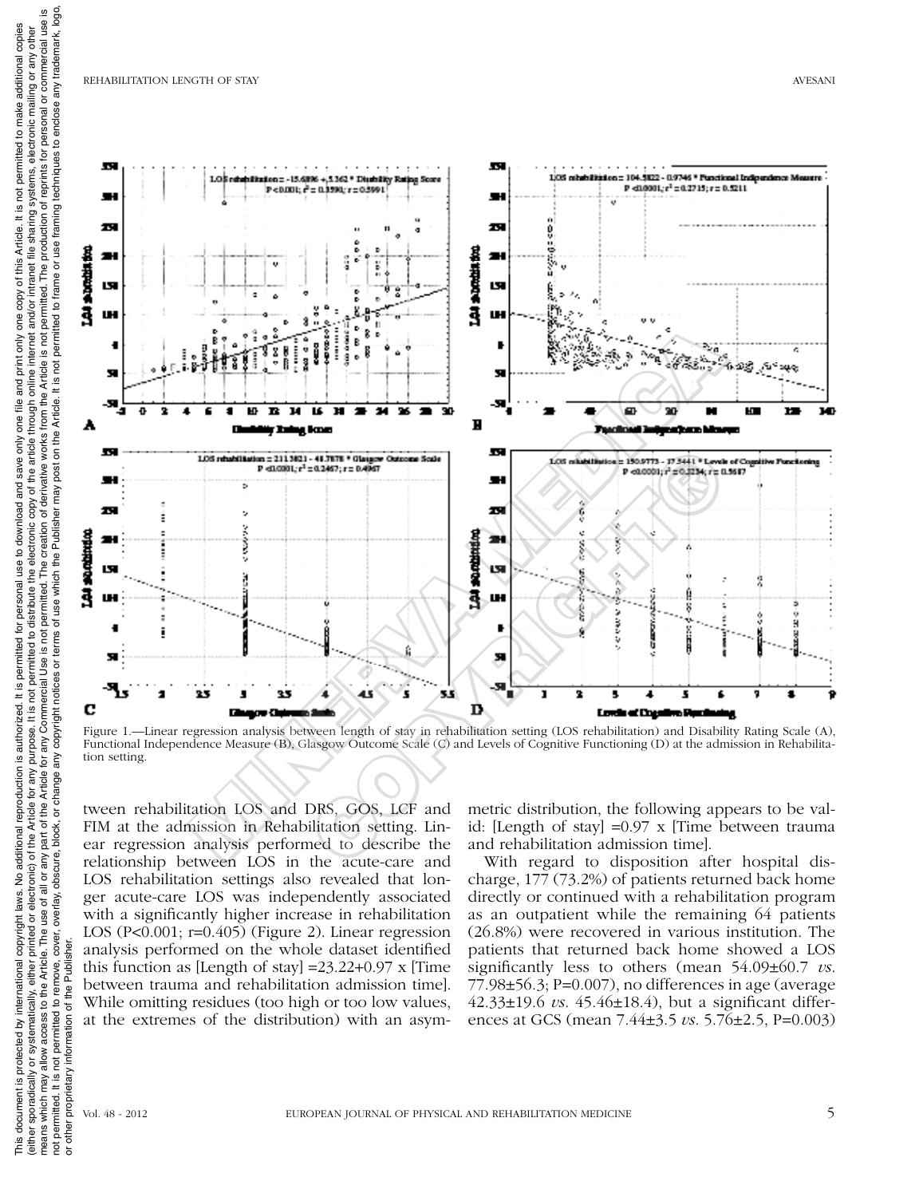Figure 1.—Linear regression analysis between length of stay in rehabilitation setting (LOS rehabilitation) and Disability Rating Scale (A), Functional Independence Measure (B), Glasgow Outcome Scale (C) and Levels of Cognitive Functioning (D) at the admission in Rehabilitation setting.

tween rehabilitation LOS and DRS, GOS, LCF and FIM at the admission in Rehabilitation setting. Linear regression analysis performed to describe the relationship between LOS in the acute-care and LOS rehabilitation settings also revealed that longer acute-care LOS was independently associated with a significantly higher increase in rehabilitation LOS ($P<0.001$; $r=0.405$) (Figure 2). Linear regression analysis performed on the whole dataset identified this function as [Length of stay] =23.22+0.97 x [Time between trauma and rehabilitation admission time]. While omitting residues (too high or too low values, at the extremes of the distribution) with an asymmetric distribution, the following appears to be valid: [Length of stay] =0.97 x [Time between trauma and rehabilitation admission time].

With regard to disposition after hospital discharge, 177 (73.2%) of patients returned back home directly or continued with a rehabilitation program as an outpatient while the remaining 64 patients (26.8%) were recovered in various institution. The patients that returned back home showed a LOS significantly less to others (mean 54.09±60.7 *vs.* 77.98±56.3; $P=0.007$), no differences in age (average 42.33±19.6 *vs.* 45.46±18.4), but a significant differences at GCS (mean 7.44±3.5 *vs.* 5.76±2.5, $P=0.003$)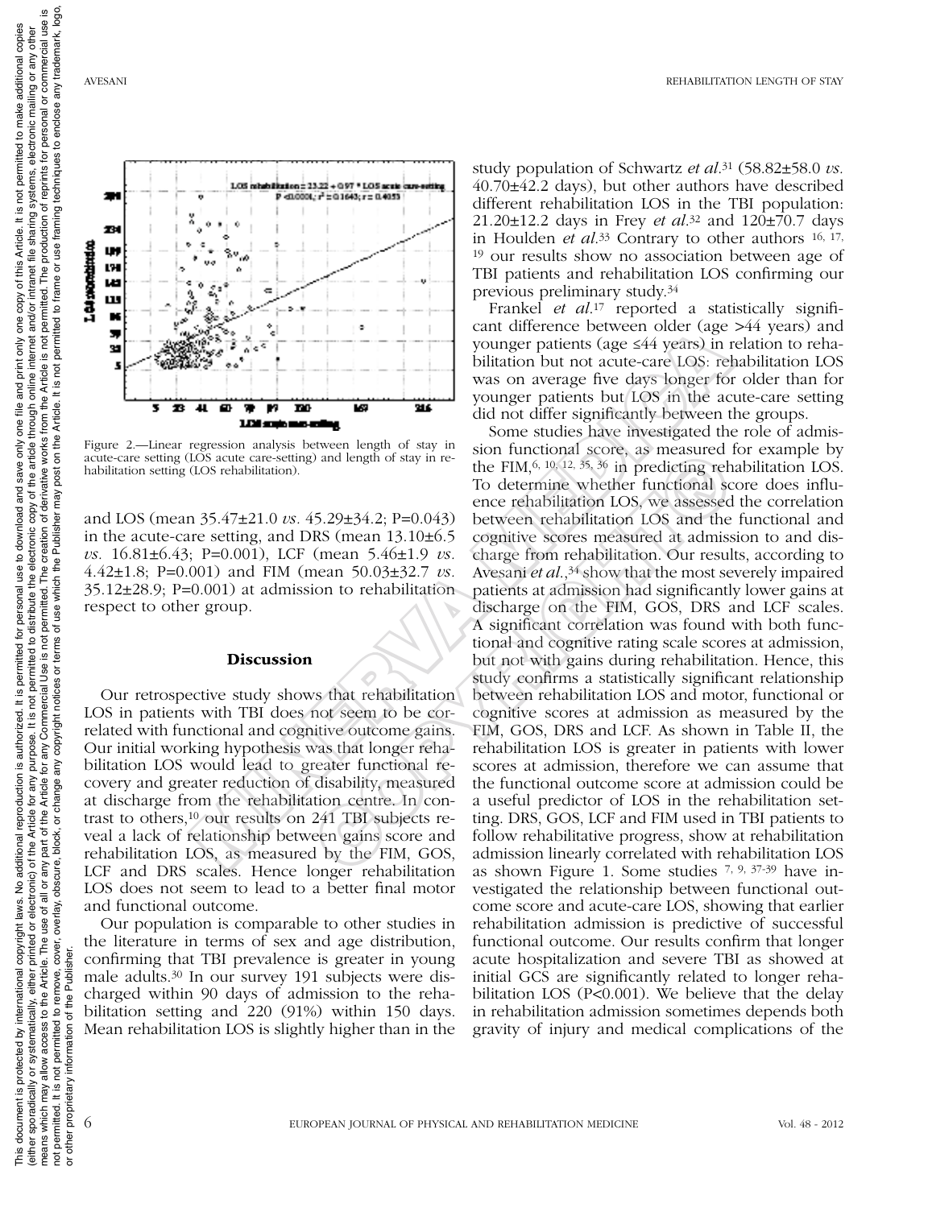Figure 2.—Linear regression analysis between length of stay in acute-care setting (LOS acute care-setting) and length of stay in rehabilitation setting (LOS rehabilitation).

and LOS (mean 35.47±21.0 *vs.* 45.29±34.2; P=0.043) in the acute-care setting, and DRS (mean 13.10±6.5 *vs.* 16.81±6.43; P=0.001), LCF (mean 5.46±1.9 *vs.* 4.42±1.8; P=0.001) and FIM (mean 50.03±32.7 *vs.* 35.12±28.9; P=0.001) at admission to rehabilitation respect to other group.

## Discussion

Our retrospective study shows that rehabilitation LOS in patients with TBI does not seem to be correlated with functional and cognitive outcome gains. Our initial working hypothesis was that longer rehabilitation LOS would lead to greater functional recovery and greater reduction of disability, measured at discharge from the rehabilitation centre. In contrast to others,[10] our results on 241 TBI subjects reveal a lack of relationship between gains score and rehabilitation LOS, as measured by the FIM, GOS, LCF and DRS scales. Hence longer rehabilitation LOS does not seem to lead to a better final motor and functional outcome.

Our population is comparable to other studies in the literature in terms of sex and age distribution, confirming that TBI prevalence is greater in young male adults.[30] In our survey 191 subjects were discharged within 90 days of admission to the rehabilitation setting and 220 (91%) within 150 days. Mean rehabilitation LOS is slightly higher than in the study population of Schwartz *et al.*[31] (58.82±58.0 *vs.* 40.70±42.2 days), but other authors have described different rehabilitation LOS in the TBI population: 21.20±12.2 days in Frey *et al.*[32] and 120±70.7 days in Houlden *et al.*[33] Contrary to other authors [16, 17, 19] our results show no association between age of TBI patients and rehabilitation LOS confirming our previous preliminary study.[34]

Frankel *et al.*[17] reported a statistically significant difference between older (age >44 years) and younger patients (age ≤44 years) in relation to rehabilitation but not acute-care LOS: rehabilitation LOS was on average five days longer for older than for younger patients but LOS in the acute-care setting did not differ significantly between the groups.

Some studies have investigated the role of admission functional score, as measured for example by the FIM,[6, 10, 12, 35, 36] in predicting rehabilitation LOS. To determine whether functional score does influence rehabilitation LOS, we assessed the correlation between rehabilitation LOS and the functional and cognitive scores measured at admission to and discharge from rehabilitation. Our results, according to Avesani *et al.*,[34] show that the most severely impaired patients at admission had significantly lower gains at discharge on the FIM, GOS, DRS and LCF scales. A significant correlation was found with both functional and cognitive rating scale scores at admission, but not with gains during rehabilitation. Hence, this study confirms a statistically significant relationship between rehabilitation LOS and motor, functional or cognitive scores at admission as measured by the FIM, GOS, DRS and LCF. As shown in Table II, the rehabilitation LOS is greater in patients with lower scores at admission, therefore we can assume that the functional outcome score at admission could be a useful predictor of LOS in the rehabilitation setting. DRS, GOS, LCF and FIM used in TBI patients to follow rehabilitative progress, show at rehabilitation admission linearly correlated with rehabilitation LOS as shown Figure 1. Some studies [7, 9, 37-39] have investigated the relationship between functional outcome score and acute-care LOS, showing that earlier rehabilitation admission is predictive of successful functional outcome. Our results confirm that longer acute hospitalization and severe TBI as showed at initial GCS are significantly related to longer rehabilitation LOS (P<0.001). We believe that the delay in rehabilitation admission sometimes depends both gravity of injury and medical complications of the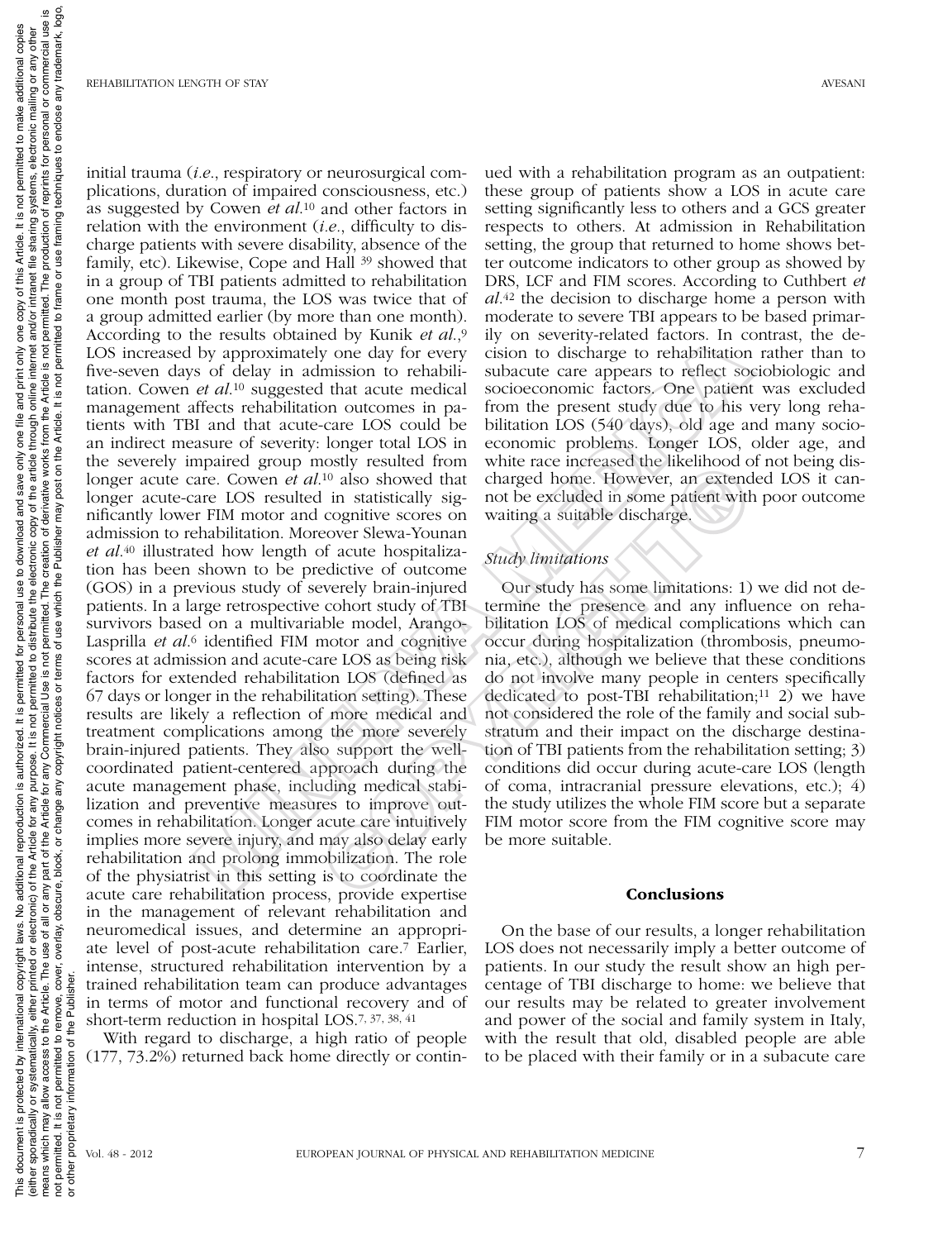initial trauma (*i.e.*, respiratory or neurosurgical complications, duration of impaired consciousness, etc.) as suggested by Cowen *et al.*[10] and other factors in relation with the environment (*i.e.*, difficulty to discharge patients with severe disability, absence of the family, etc). Likewise, Cope and Hall [39] showed that in a group of TBI patients admitted to rehabilitation one month post trauma, the LOS was twice that of a group admitted earlier (by more than one month). According to the results obtained by Kunik *et al.*,[9] LOS increased by approximately one day for every five-seven days of delay in admission to rehabilitation. Cowen *et al.*[10] suggested that acute medical management affects rehabilitation outcomes in patients with TBI and that acute-care LOS could be an indirect measure of severity: longer total LOS in the severely impaired group mostly resulted from longer acute care. Cowen *et al.*[10] also showed that longer acute-care LOS resulted in statistically significantly lower FIM motor and cognitive scores on admission to rehabilitation. Moreover Slewa-Younan *et al.*[40] illustrated how length of acute hospitalization has been shown to be predictive of outcome (GOS) in a previous study of severely brain-injured patients. In a large retrospective cohort study of TBI survivors based on a multivariable model, Arango-Lasprilla *et al.*[6] identified FIM motor and cognitive scores at admission and acute-care LOS as being risk factors for extended rehabilitation LOS (defined as 67 days or longer in the rehabilitation setting). These results are likely a reflection of more medical and treatment complications among the more severely brain-injured patients. They also support the well-coordinated patient-centered approach during the acute management phase, including medical stabilization and preventive measures to improve outcomes in rehabilitation. Longer acute care intuitively implies more severe injury, and may also delay early rehabilitation and prolong immobilization. The role of the physiatrist in this setting is to coordinate the acute care rehabilitation process, provide expertise in the management of relevant rehabilitation and neuromedical issues, and determine an appropriate level of post-acute rehabilitation care.[7] Earlier, intense, structured rehabilitation intervention by a trained rehabilitation team can produce advantages in terms of motor and functional recovery and of short-term reduction in hospital LOS.[7, 37, 38, 41]

With regard to discharge, a high ratio of people (177, 73.2%) returned back home directly or continued with a rehabilitation program as an outpatient: these group of patients show a LOS in acute care setting significantly less to others and a GCS greater respects to others. At admission in Rehabilitation setting, the group that returned to home shows better outcome indicators to other group as showed by DRS, LCF and FIM scores. According to Cuthbert *et al.*[42] the decision to discharge home a person with moderate to severe TBI appears to be based primarily on severity-related factors. In contrast, the decision to discharge to rehabilitation rather than to subacute care appears to reflect sociobiologic and socioeconomic factors. One patient was excluded from the present study due to his very long rehabilitation LOS (540 days), old age and many socioeconomic problems. Longer LOS, older age, and white race increased the likelihood of not being discharged home. However, an extended LOS it cannot be excluded in some patient with poor outcome waiting a suitable discharge.

### Study limitations

Our study has some limitations: 1) we did not determine the presence and any influence on rehabilitation LOS of medical complications which can occur during hospitalization (thrombosis, pneumonia, etc.), although we believe that these conditions do not involve many people in centers specifically dedicated to post-TBI rehabilitation;[11] 2) we have not considered the role of the family and social substratum and their impact on the discharge destination of TBI patients from the rehabilitation setting; 3) conditions did occur during acute-care LOS (length of coma, intracranial pressure elevations, etc.); 4) the study utilizes the whole FIM score but a separate FIM motor score from the FIM cognitive score may be more suitable.

## Conclusions

On the base of our results, a longer rehabilitation LOS does not necessarily imply a better outcome of patients. In our study the result show an high percentage of TBI discharge to home: we believe that our results may be related to greater involvement and power of the social and family system in Italy, with the result that old, disabled people are able to be placed with their family or in a subacute care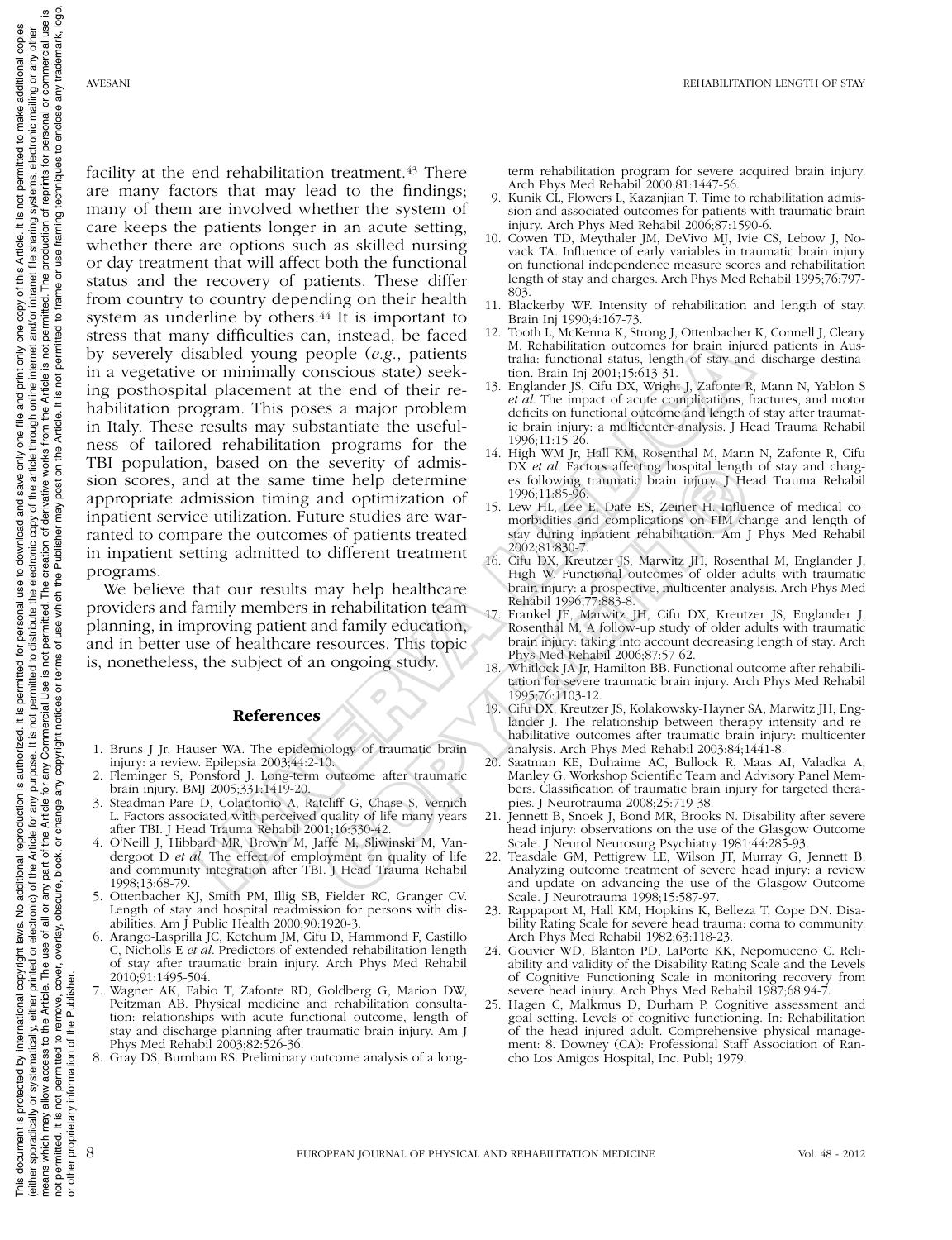facility at the end rehabilitation treatment.[43] There are many factors that may lead to the findings; many of them are involved whether the system of care keeps the patients longer in an acute setting, whether there are options such as skilled nursing or day treatment that will affect both the functional status and the recovery of patients. These differ from country to country depending on their health system as underline by others.[44] It is important to stress that many difficulties can, instead, be faced by severely disabled young people (*e.g.*, patients in a vegetative or minimally conscious state) seeking posthospital placement at the end of their rehabilitation program. This poses a major problem in Italy. These results may substantiate the usefulness of tailored rehabilitation programs for the TBI population, based on the severity of admission scores, and at the same time help determine appropriate admission timing and optimization of inpatient service utilization. Future studies are warranted to compare the outcomes of patients treated in inpatient setting admitted to different treatment programs.

We believe that our results may help healthcare providers and family members in rehabilitation team planning, in improving patient and family education, and in better use of healthcare resources. This topic is, nonetheless, the subject of an ongoing study.

## References

1. Bruns J Jr, Hauser WA. The epidemiology of traumatic brain injury: a review. Epilepsia 2003;44:2-10.
2. Fleminger S, Ponsford J. Long-term outcome after traumatic brain injury. BMJ 2005;331:1419-20.
3. Steadman-Pare D, Colantonio A, Ratcliff G, Chase S, Vernich L. Factors associated with perceived quality of life many years after TBI. J Head Trauma Rehabil 2001;16:330-42.
4. O'Neill J, Hibbard MR, Brown M, Jaffe M, Sliwinski M, Vandergoot D *et al.* The effect of employment on quality of life and community integration after TBI. J Head Trauma Rehabil 1998;13:68-79.
5. Ottenbacher KJ, Smith PM, Illig SB, Fielder RC, Granger CV. Length of stay and hospital readmission for persons with disabilities. Am J Public Health 2000;90:1920-3.
6. Arango-Lasprilla JC, Ketchum JM, Cifu D, Hammond F, Castillo C, Nicholls E *et al.* Predictors of extended rehabilitation length of stay after traumatic brain injury. Arch Phys Med Rehabil 2010;91:1495-504.
7. Wagner AK, Fabio T, Zafonte RD, Goldberg G, Marion DW, Peitzman AB. Physical medicine and rehabilitation consultation: relationships with acute functional outcome, length of stay and discharge planning after traumatic brain injury. Am J Phys Med Rehabil 2003;82:526-36.
8. Gray DS, Burnham RS. Preliminary outcome analysis of a long-term rehabilitation program for severe acquired brain injury. Arch Phys Med Rehabil 2000;81:1447-56.
9. Kunik CL, Flowers L, Kazanjian T. Time to rehabilitation admission and associated outcomes for patients with traumatic brain injury. Arch Phys Med Rehabil 2006;87:1590-6.
10. Cowen TD, Meythaler JM, DeVivo MJ, Ivie CS, Lebow J, Novack TA. Influence of early variables in traumatic brain injury on functional independence measure scores and rehabilitation length of stay and charges. Arch Phys Med Rehabil 1995;76:797-803.
11. Blackerby WF. Intensity of rehabilitation and length of stay. Brain Inj 1990;4:167-73.
12. Tooth L, McKenna K, Strong J, Ottenbacher K, Connell J, Cleary M. Rehabilitation outcomes for brain injured patients in Australia: functional status, length of stay and discharge destination. Brain Inj 2001;15:613-31.
13. Englander JS, Cifu DX, Wright J, Zafonte R, Mann N, Yablon S *et al.* The impact of acute complications, fractures, and motor deficits on functional outcome and length of stay after traumatic brain injury: a multicenter analysis. J Head Trauma Rehabil 1996;11:15-26.
14. High WM Jr, Hall KM, Rosenthal M, Mann N, Zafonte R, Cifu DX *et al.* Factors affecting hospital length of stay and charges following traumatic brain injury. J Head Trauma Rehabil 1996;11:85-96.
15. Lew HL, Lee E, Date ES, Zeiner H. Influence of medical comorbidities and complications on FIM change and length of stay during inpatient rehabilitation. Am J Phys Med Rehabil 2002;81:830-7.
16. Cifu DX, Kreutzer JS, Marwitz JH, Rosenthal M, Englander J, High W. Functional outcomes of older adults with traumatic brain injury: a prospective, multicenter analysis. Arch Phys Med Rehabil 1996;77:883-8.
17. Frankel JE, Marwitz JH, Cifu DX, Kreutzer JS, Englander J, Rosenthal M. A follow-up study of older adults with traumatic brain injury: taking into account decreasing length of stay. Arch Phys Med Rehabil 2006;87:57-62.
18. Whitlock JA Jr, Hamilton BB. Functional outcome after rehabilitation for severe traumatic brain injury. Arch Phys Med Rehabil 1995;76:1103-12.
19. Cifu DX, Kreutzer JS, Kolakowsky-Hayner SA, Marwitz JH, Englander J. The relationship between therapy intensity and rehabilitative outcomes after traumatic brain injury: multicenter analysis. Arch Phys Med Rehabil 2003:84;1441-8.
20. Saatman KE, Duhaime AC, Bullock R, Maas AI, Valadka A, Manley G. Workshop Scientific Team and Advisory Panel Members. Classification of traumatic brain injury for targeted therapies. J Neurotrauma 2008;25:719-38.
21. Jennett B, Snoek J, Bond MR, Brooks N. Disability after severe head injury: observations on the use of the Glasgow Outcome Scale. J Neurol Neurosurg Psychiatry 1981;44:285-93.
22. Teasdale GM, Pettigrew LE, Wilson JT, Murray G, Jennett B. Analyzing outcome treatment of severe head injury: a review and update on advancing the use of the Glasgow Outcome Scale. J Neurotrauma 1998;15:587-97.
23. Rappaport M, Hall KM, Hopkins K, Belleza T, Cope DN. Disability Rating Scale for severe head trauma: coma to community. Arch Phys Med Rehabil 1982;63:118-23.
24. Gouvier WD, Blanton PD, LaPorte KK, Nepomuceno C. Reliability and validity of the Disability Rating Scale and the Levels of Cognitive Functioning Scale in monitoring recovery from severe head injury. Arch Phys Med Rehabil 1987;68:94-7.
25. Hagen C, Malkmus D, Durham P. Cognitive assessment and goal setting. Levels of cognitive functioning. In: Rehabilitation of the head injured adult. Comprehensive physical management: 8. Downey (CA): Professional Staff Association of Rancho Los Amigos Hospital, Inc. Publ; 1979.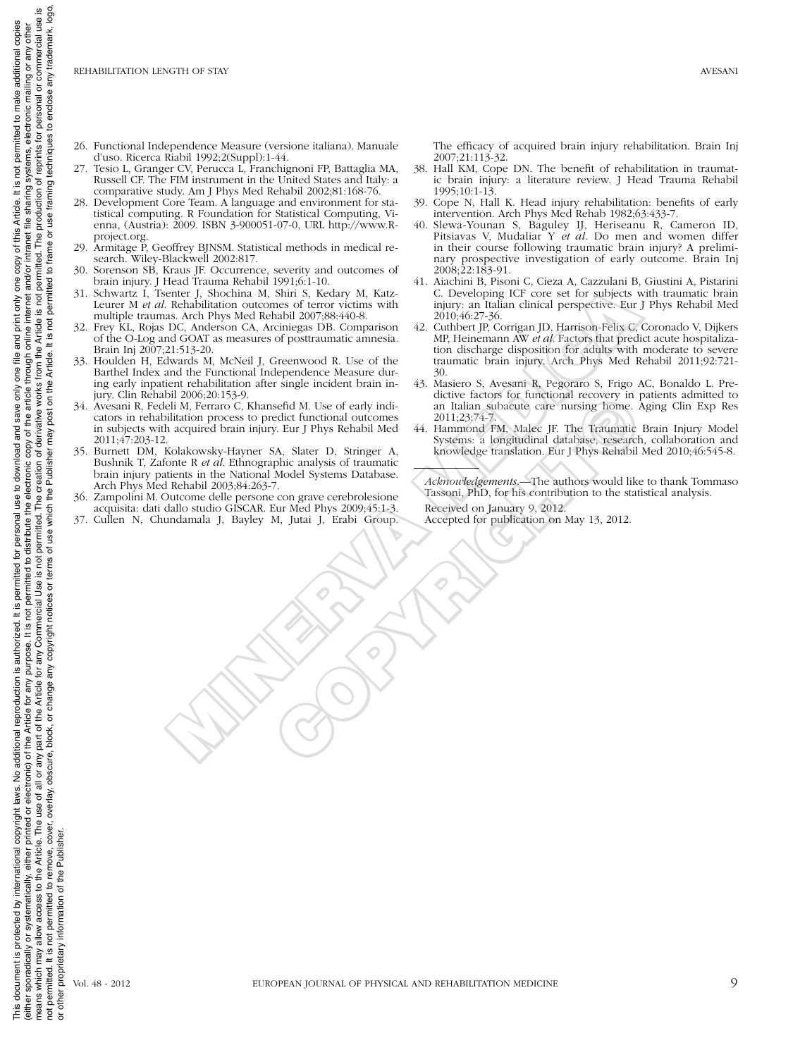26. Functional Independence Measure (versione italiana). Manuale d'uso. Ricerca Riabil 1992;2(Suppl):1-44.
27. Tesio L, Granger CV, Perucca L, Franchignoni FP, Battaglia MA, Russell CF. The FIM instrument in the United States and Italy: a comparative study. Am J Phys Med Rehabil 2002;81:168-76.
28. Development Core Team. A language and environment for statistical computing. R Foundation for Statistical Computing, Vienna, (Austria): 2009. ISBN 3-900051-07-0, URL http://www.R-project.org.
29. Armitage P, Geoffrey BJNSM. Statistical methods in medical research. Wiley-Blackwell 2002:817.
30. Sorenson SB, Kraus JF. Occurrence, severity and outcomes of brain injury. J Head Trauma Rehabil 1991;6:1-10.
31. Schwartz I, Tsenter J, Shochina M, Shiri S, Kedary M, Katz-Leurer M *et al*. Rehabilitation outcomes of terror victims with multiple traumas. Arch Phys Med Rehabil 2007;88:440-8.
32. Frey KL, Rojas DC, Anderson CA, Arciniegas DB. Comparison of the O-Log and GOAT as measures of posttraumatic amnesia. Brain Inj 2007;21:513-20.
33. Houlden H, Edwards M, McNeil J, Greenwood R. Use of the Barthel Index and the Functional Independence Measure during early inpatient rehabilitation after single incident brain injury. Clin Rehabil 2006;20:153-9.
34. Avesani R, Fedeli M, Ferraro C, Khansefid M. Use of early indicators in rehabilitation process to predict functional outcomes in subjects with acquired brain injury. Eur J Phys Rehabil Med 2011;47:203-12.
35. Burnett DM, Kolakowsky-Hayner SA, Slater D, Stringer A, Bushnik T, Zafonte R *et al*. Ethnographic analysis of traumatic brain injury patients in the National Model Systems Database. Arch Phys Med Rehabil 2003;84:263-7.
36. Zampolini M. Outcome delle persone con grave cerebrolesione acquisita: dati dallo studio GISCAR. Eur Med Phys 2009;45:1-3.
37. Cullen N, Chundamala J, Bayley M, Jutai J, Erabi Group. The efficacy of acquired brain injury rehabilitation. Brain Inj 2007;21:113-32.
38. Hall KM, Cope DN. The benefit of rehabilitation in traumatic brain injury: a literature review. J Head Trauma Rehabil 1995;10:1-13.
39. Cope N, Hall K. Head injury rehabilitation: benefits of early intervention. Arch Phys Med Rehab 1982;63:433-7.
40. Slewa-Younan S, Baguley IJ, Heriseanu R, Cameron ID, Pitsiavas V, Mudaliar Y *et al*. Do men and women differ in their course following traumatic brain injury? A preliminary prospective investigation of early outcome. Brain Inj 2008;22:183-91.
41. Aiachini B, Pisoni C, Cieza A, Cazzulani B, Giustini A, Pistarini C. Developing ICF core set for subjects with traumatic brain injury: an Italian clinical perspective. Eur J Phys Rehabil Med 2010;46:27-36.
42. Cuthbert JP, Corrigan JD, Harrison-Felix C, Coronado V, Dijkers MP, Heinemann AW *et al*. Factors that predict acute hospitalization discharge disposition for adults with moderate to severe traumatic brain injury. Arch Phys Med Rehabil 2011;92:721-30.
43. Masiero S, Avesani R, Pegoraro S, Frigo AC, Bonaldo L. Predictive factors for functional recovery in patients admitted to an Italian subacute care nursing home. Aging Clin Exp Res 2011;23:74-7.
44. Hammond FM, Malec JF. The Traumatic Brain Injury Model Systems: a longitudinal database, research, collaboration and knowledge translation. Eur J Phys Rehabil Med 2010;46:545-8.

---

*Acknowledgements.*—The authors would like to thank Tommaso Tassoni, PhD, for his contribution to the statistical analysis.

Received on January 9, 2012.
Accepted for publication on May 13, 2012.